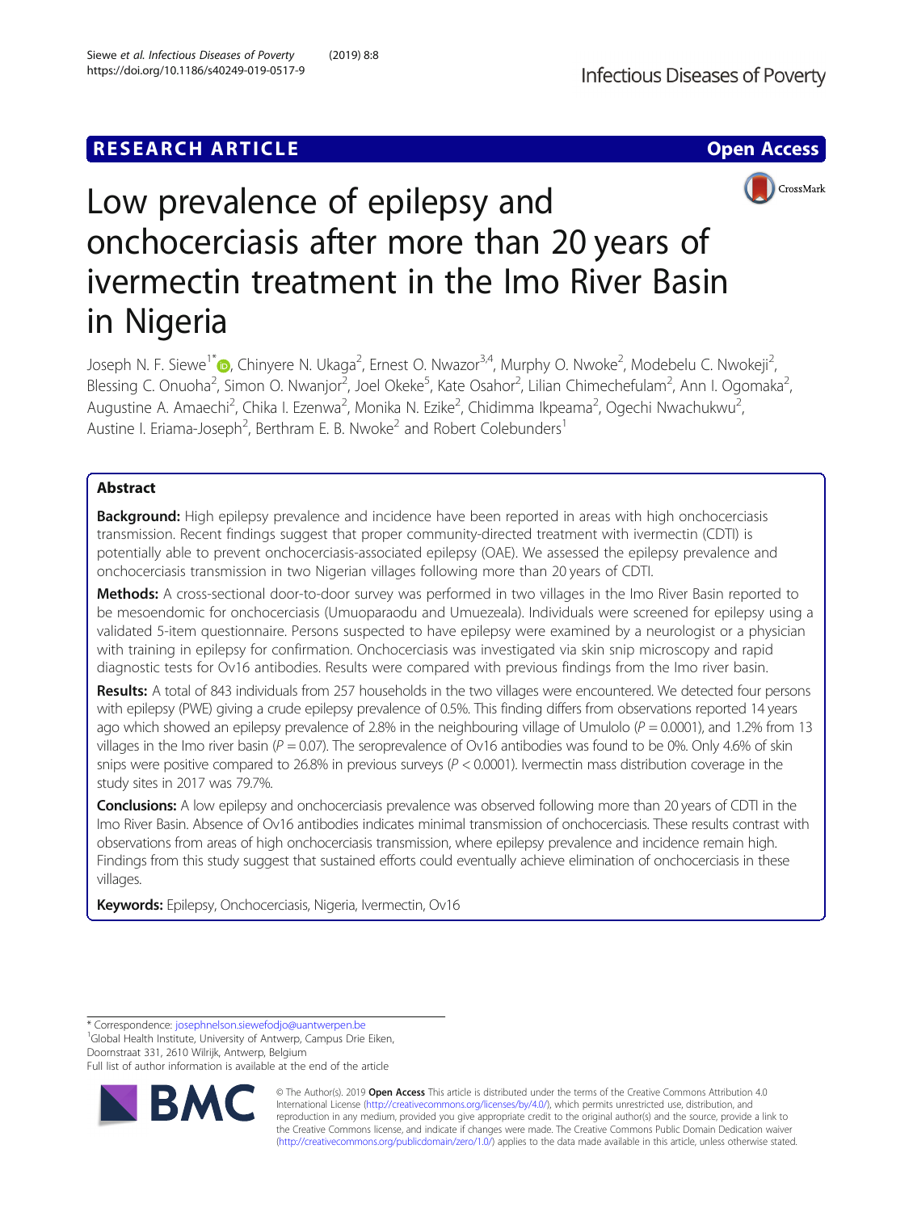RESEARCH ARTICLE

Open Access

# Low prevalence of epilepsy and onchocerciasis after more than 20 years of ivermectin treatment in the Imo River Basin in Nigeria

Joseph N. F. Siewe[1*], Chinyere N. Ukaga[2], Ernest O. Nwazor[3,4], Murphy O. Nwoke[2], Modebelu C. Nwokeji[2], Blessing C. Onuoha[2], Simon O. Nwanjor[2], Joel Okeke[5], Kate Osahor[2], Lilian Chimechefulam[2], Ann I. Ogomaka[2], Augustine A. Amaechi[2], Chika I. Ezenwa[2], Monika N. Ezike[2], Chidimma Ikpeama[2], Ogechi Nwachukwu[2], Austine I. Eriama-Joseph[2], Berthram E. B. Nwoke[2] and Robert Colebunders[1]

## Abstract

**Background:** High epilepsy prevalence and incidence have been reported in areas with high onchocerciasis transmission. Recent findings suggest that proper community-directed treatment with ivermectin (CDTI) is potentially able to prevent onchocerciasis-associated epilepsy (OAE). We assessed the epilepsy prevalence and onchocerciasis transmission in two Nigerian villages following more than 20 years of CDTI.

**Methods:** A cross-sectional door-to-door survey was performed in two villages in the Imo River Basin reported to be mesoendomic for onchocerciasis (Umuoparaodu and Umuezeala). Individuals were screened for epilepsy using a validated 5-item questionnaire. Persons suspected to have epilepsy were examined by a neurologist or a physician with training in epilepsy for confirmation. Onchocerciasis was investigated via skin snip microscopy and rapid diagnostic tests for Ov16 antibodies. Results were compared with previous findings from the Imo river basin.

**Results:** A total of 843 individuals from 257 households in the two villages were encountered. We detected four persons with epilepsy (PWE) giving a crude epilepsy prevalence of 0.5%. This finding differs from observations reported 14 years ago which showed an epilepsy prevalence of 2.8% in the neighbouring village of Umulolo ($P = 0.0001$), and 1.2% from 13 villages in the Imo river basin ($P = 0.07$). The seroprevalence of Ov16 antibodies was found to be 0%. Only 4.6% of skin snips were positive compared to 26.8% in previous surveys ($P < 0.0001$). Ivermectin mass distribution coverage in the study sites in 2017 was 79.7%.

**Conclusions:** A low epilepsy and onchocerciasis prevalence was observed following more than 20 years of CDTI in the Imo River Basin. Absence of Ov16 antibodies indicates minimal transmission of onchocerciasis. These results contrast with observations from areas of high onchocerciasis transmission, where epilepsy prevalence and incidence remain high. Findings from this study suggest that sustained efforts could eventually achieve elimination of onchocerciasis in these villages.

**Keywords:** Epilepsy, Onchocerciasis, Nigeria, Ivermectin, Ov16

---

\* Correspondence: josephnelson.siewefodjo@uantwerpen.be
[1]Global Health Institute, University of Antwerp, Campus Drie Eiken, Doornstraat 331, 2610 Wilrijk, Antwerp, Belgium
Full list of author information is available at the end of the article

© The Author(s). 2019 **Open Access** This article is distributed under the terms of the Creative Commons Attribution 4.0 International License (http://creativecommons.org/licenses/by/4.0/), which permits unrestricted use, distribution, and reproduction in any medium, provided you give appropriate credit to the original author(s) and the source, provide a link to the Creative Commons license, and indicate if changes were made. The Creative Commons Public Domain Dedication waiver (http://creativecommons.org/publicdomain/zero/1.0/) applies to the data made available in this article, unless otherwise stated.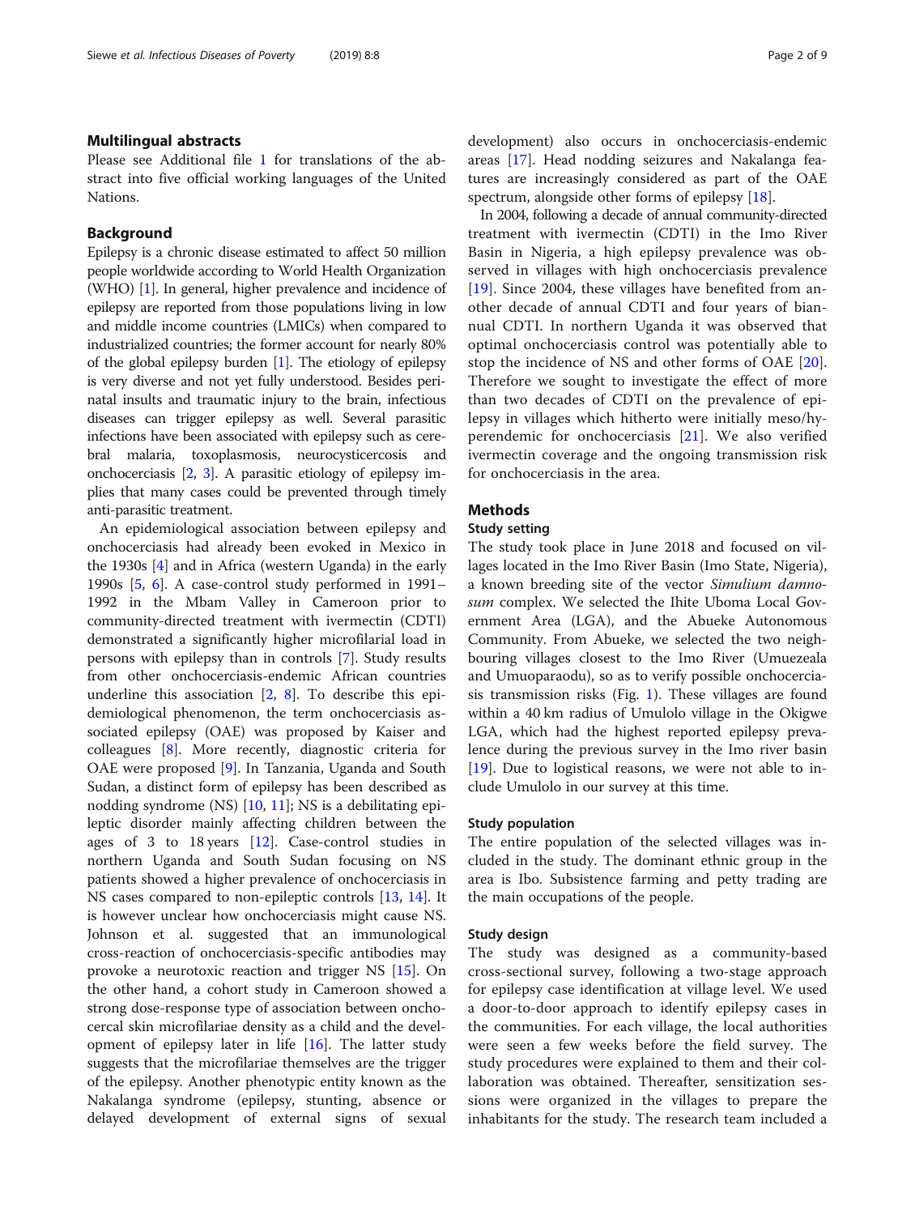## Multilingual abstracts

Please see Additional file 1 for translations of the abstract into five official working languages of the United Nations.

## Background

Epilepsy is a chronic disease estimated to affect 50 million people worldwide according to World Health Organization (WHO) [1]. In general, higher prevalence and incidence of epilepsy are reported from those populations living in low and middle income countries (LMICs) when compared to industrialized countries; the former account for nearly 80% of the global epilepsy burden [1]. The etiology of epilepsy is very diverse and not yet fully understood. Besides perinatal insults and traumatic injury to the brain, infectious diseases can trigger epilepsy as well. Several parasitic infections have been associated with epilepsy such as cerebral malaria, toxoplasmosis, neurocysticercosis and onchocerciasis [2, 3]. A parasitic etiology of epilepsy implies that many cases could be prevented through timely anti-parasitic treatment.

An epidemiological association between epilepsy and onchocerciasis had already been evoked in Mexico in the 1930s [4] and in Africa (western Uganda) in the early 1990s [5, 6]. A case-control study performed in 1991–1992 in the Mbam Valley in Cameroon prior to community-directed treatment with ivermectin (CDTI) demonstrated a significantly higher microfilarial load in persons with epilepsy than in controls [7]. Study results from other onchocerciasis-endemic African countries underline this association [2, 8]. To describe this epidemiological phenomenon, the term onchocerciasis associated epilepsy (OAE) was proposed by Kaiser and colleagues [8]. More recently, diagnostic criteria for OAE were proposed [9]. In Tanzania, Uganda and South Sudan, a distinct form of epilepsy has been described as nodding syndrome (NS) [10, 11]; NS is a debilitating epileptic disorder mainly affecting children between the ages of 3 to 18 years [12]. Case-control studies in northern Uganda and South Sudan focusing on NS patients showed a higher prevalence of onchocerciasis in NS cases compared to non-epileptic controls [13, 14]. It is however unclear how onchocerciasis might cause NS. Johnson et al. suggested that an immunological cross-reaction of onchocerciasis-specific antibodies may provoke a neurotoxic reaction and trigger NS [15]. On the other hand, a cohort study in Cameroon showed a strong dose-response type of association between onchocercal skin microfilariae density as a child and the development of epilepsy later in life [16]. The latter study suggests that the microfilariae themselves are the trigger of the epilepsy. Another phenotypic entity known as the Nakalanga syndrome (epilepsy, stunting, absence or delayed development of external signs of sexual development) also occurs in onchocerciasis-endemic areas [17]. Head nodding seizures and Nakalanga features are increasingly considered as part of the OAE spectrum, alongside other forms of epilepsy [18].

In 2004, following a decade of annual community-directed treatment with ivermectin (CDTI) in the Imo River Basin in Nigeria, a high epilepsy prevalence was observed in villages with high onchocerciasis prevalence [19]. Since 2004, these villages have benefited from another decade of annual CDTI and four years of biannual CDTI. In northern Uganda it was observed that optimal onchocerciasis control was potentially able to stop the incidence of NS and other forms of OAE [20]. Therefore we sought to investigate the effect of more than two decades of CDTI on the prevalence of epilepsy in villages which hitherto were initially meso/hyperendemic for onchocerciasis [21]. We also verified ivermectin coverage and the ongoing transmission risk for onchocerciasis in the area.

## Methods

### Study setting

The study took place in June 2018 and focused on villages located in the Imo River Basin (Imo State, Nigeria), a known breeding site of the vector *Simulium damnosum* complex. We selected the Ihite Uboma Local Government Area (LGA), and the Abueke Autonomous Community. From Abueke, we selected the two neighbouring villages closest to the Imo River (Umuezeala and Umuoparaodu), so as to verify possible onchocerciasis transmission risks (Fig. 1). These villages are found within a 40 km radius of Umulolo village in the Okigwe LGA, which had the highest reported epilepsy prevalence during the previous survey in the Imo river basin [19]. Due to logistical reasons, we were not able to include Umulolo in our survey at this time.

### Study population

The entire population of the selected villages was included in the study. The dominant ethnic group in the area is Ibo. Subsistence farming and petty trading are the main occupations of the people.

### Study design

The study was designed as a community-based cross-sectional survey, following a two-stage approach for epilepsy case identification at village level. We used a door-to-door approach to identify epilepsy cases in the communities. For each village, the local authorities were seen a few weeks before the field survey. The study procedures were explained to them and their collaboration was obtained. Thereafter, sensitization sessions were organized in the villages to prepare the inhabitants for the study. The research team included a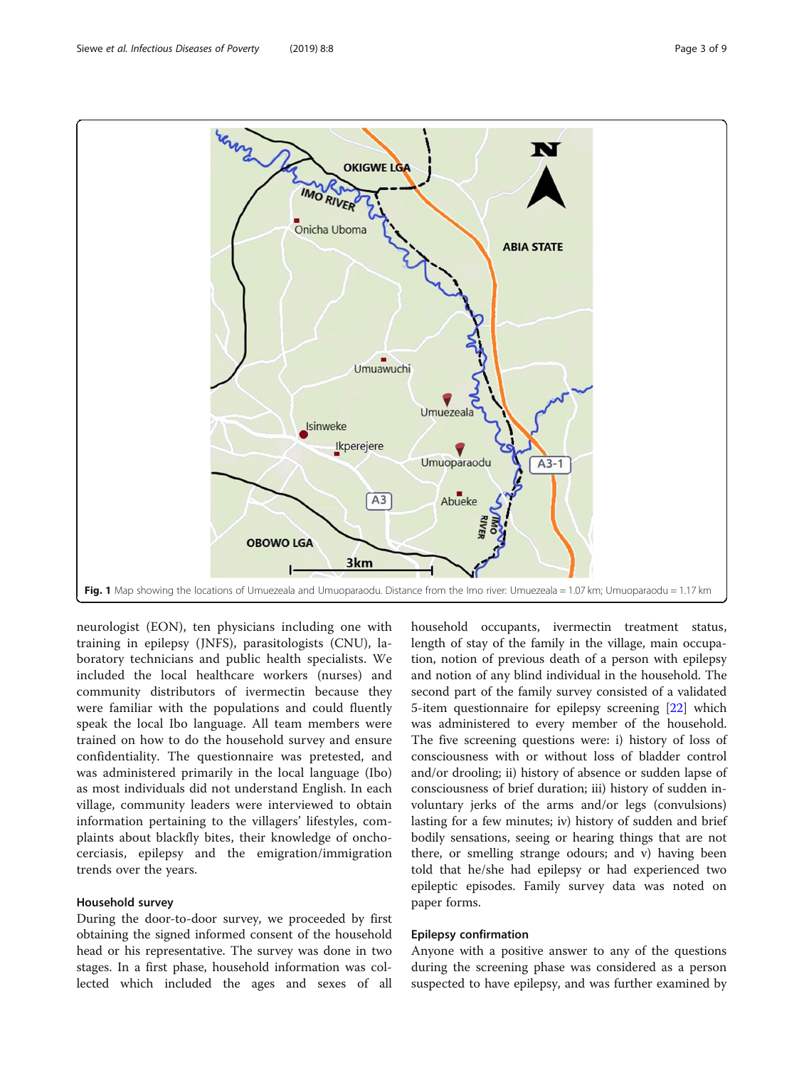OKIGWE LGA

IMO RIVER

Onicha Uboma

ABIA STATE

Umuawuchi

Umuezeala

Isinweke

Ikperejere

Umuoparaodu

A3-1

A3

Abueke

IMO RIVER

OBOWO LGA

3km

**Fig. 1** Map showing the locations of Umuezeala and Umuoparaodu. Distance from the Imo river: Umuezeala = 1.07 km; Umuoparaodu = 1.17 km

neurologist (EON), ten physicians including one with training in epilepsy (JNFS), parasitologists (CNU), laboratory technicians and public health specialists. We included the local healthcare workers (nurses) and community distributors of ivermectin because they were familiar with the populations and could fluently speak the local Ibo language. All team members were trained on how to do the household survey and ensure confidentiality. The questionnaire was pretested, and was administered primarily in the local language (Ibo) as most individuals did not understand English. In each village, community leaders were interviewed to obtain information pertaining to the villagers' lifestyles, complaints about blackfly bites, their knowledge of onchocerciasis, epilepsy and the emigration/immigration trends over the years.

### Household survey

During the door-to-door survey, we proceeded by first obtaining the signed informed consent of the household head or his representative. The survey was done in two stages. In a first phase, household information was collected which included the ages and sexes of all household occupants, ivermectin treatment status, length of stay of the family in the village, main occupation, notion of previous death of a person with epilepsy and notion of any blind individual in the household. The second part of the family survey consisted of a validated 5-item questionnaire for epilepsy screening [22] which was administered to every member of the household. The five screening questions were: i) history of loss of consciousness with or without loss of bladder control and/or drooling; ii) history of absence or sudden lapse of consciousness of brief duration; iii) history of sudden involuntary jerks of the arms and/or legs (convulsions) lasting for a few minutes; iv) history of sudden and brief bodily sensations, seeing or hearing things that are not there, or smelling strange odours; and v) having been told that he/she had epilepsy or had experienced two epileptic episodes. Family survey data was noted on paper forms.

### Epilepsy confirmation

Anyone with a positive answer to any of the questions during the screening phase was considered as a person suspected to have epilepsy, and was further examined by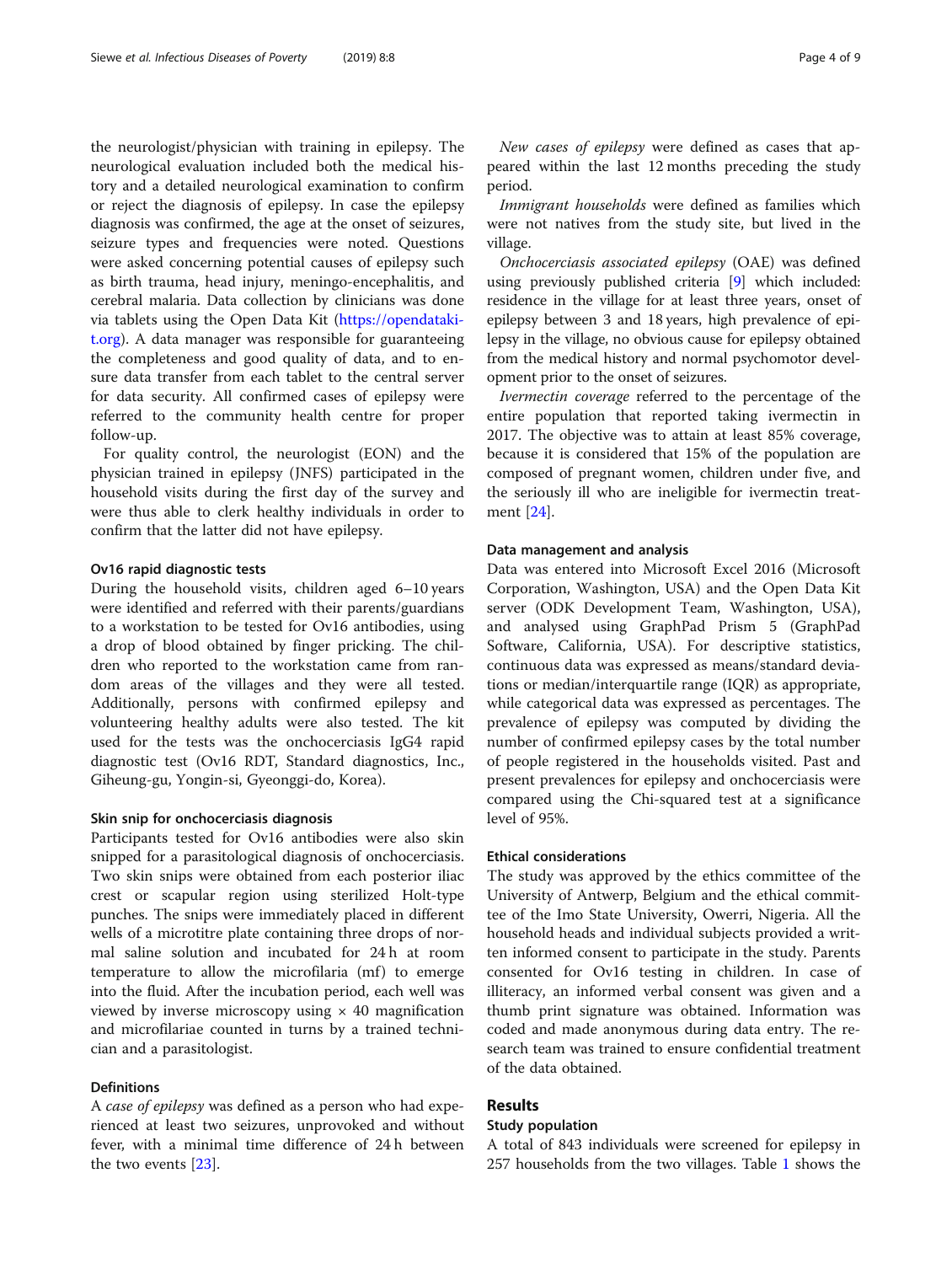the neurologist/physician with training in epilepsy. The neurological evaluation included both the medical history and a detailed neurological examination to confirm or reject the diagnosis of epilepsy. In case the epilepsy diagnosis was confirmed, the age at the onset of seizures, seizure types and frequencies were noted. Questions were asked concerning potential causes of epilepsy such as birth trauma, head injury, meningo-encephalitis, and cerebral malaria. Data collection by clinicians was done via tablets using the Open Data Kit (https://opendatakit.org). A data manager was responsible for guaranteeing the completeness and good quality of data, and to ensure data transfer from each tablet to the central server for data security. All confirmed cases of epilepsy were referred to the community health centre for proper follow-up.

For quality control, the neurologist (EON) and the physician trained in epilepsy (JNFS) participated in the household visits during the first day of the survey and were thus able to clerk healthy individuals in order to confirm that the latter did not have epilepsy.

### Ov16 rapid diagnostic tests

During the household visits, children aged 6–10 years were identified and referred with their parents/guardians to a workstation to be tested for Ov16 antibodies, using a drop of blood obtained by finger pricking. The children who reported to the workstation came from random areas of the villages and they were all tested. Additionally, persons with confirmed epilepsy and volunteering healthy adults were also tested. The kit used for the tests was the onchocerciasis IgG4 rapid diagnostic test (Ov16 RDT, Standard diagnostics, Inc., Giheung-gu, Yongin-si, Gyeonggi-do, Korea).

### Skin snip for onchocerciasis diagnosis

Participants tested for Ov16 antibodies were also skin snipped for a parasitological diagnosis of onchocerciasis. Two skin snips were obtained from each posterior iliac crest or scapular region using sterilized Holt-type punches. The snips were immediately placed in different wells of a microtitre plate containing three drops of normal saline solution and incubated for 24 h at room temperature to allow the microfilaria (mf) to emerge into the fluid. After the incubation period, each well was viewed by inverse microscopy using × 40 magnification and microfilariae counted in turns by a trained technician and a parasitologist.

### Definitions

A *case of epilepsy* was defined as a person who had experienced at least two seizures, unprovoked and without fever, with a minimal time difference of 24 h between the two events [23].

*New cases of epilepsy* were defined as cases that appeared within the last 12 months preceding the study period.

*Immigrant households* were defined as families which were not natives from the study site, but lived in the village.

*Onchocerciasis associated epilepsy* (OAE) was defined using previously published criteria [9] which included: residence in the village for at least three years, onset of epilepsy between 3 and 18 years, high prevalence of epilepsy in the village, no obvious cause for epilepsy obtained from the medical history and normal psychomotor development prior to the onset of seizures.

*Ivermectin coverage* referred to the percentage of the entire population that reported taking ivermectin in 2017. The objective was to attain at least 85% coverage, because it is considered that 15% of the population are composed of pregnant women, children under five, and the seriously ill who are ineligible for ivermectin treatment [24].

### Data management and analysis

Data was entered into Microsoft Excel 2016 (Microsoft Corporation, Washington, USA) and the Open Data Kit server (ODK Development Team, Washington, USA), and analysed using GraphPad Prism 5 (GraphPad Software, California, USA). For descriptive statistics, continuous data was expressed as means/standard deviations or median/interquartile range (IQR) as appropriate, while categorical data was expressed as percentages. The prevalence of epilepsy was computed by dividing the number of confirmed epilepsy cases by the total number of people registered in the households visited. Past and present prevalences for epilepsy and onchocerciasis were compared using the Chi-squared test at a significance level of 95%.

### Ethical considerations

The study was approved by the ethics committee of the University of Antwerp, Belgium and the ethical committee of the Imo State University, Owerri, Nigeria. All the household heads and individual subjects provided a written informed consent to participate in the study. Parents consented for Ov16 testing in children. In case of illiteracy, an informed verbal consent was given and a thumb print signature was obtained. Information was coded and made anonymous during data entry. The research team was trained to ensure confidential treatment of the data obtained.

## Results

### Study population

A total of 843 individuals were screened for epilepsy in 257 households from the two villages. Table 1 shows the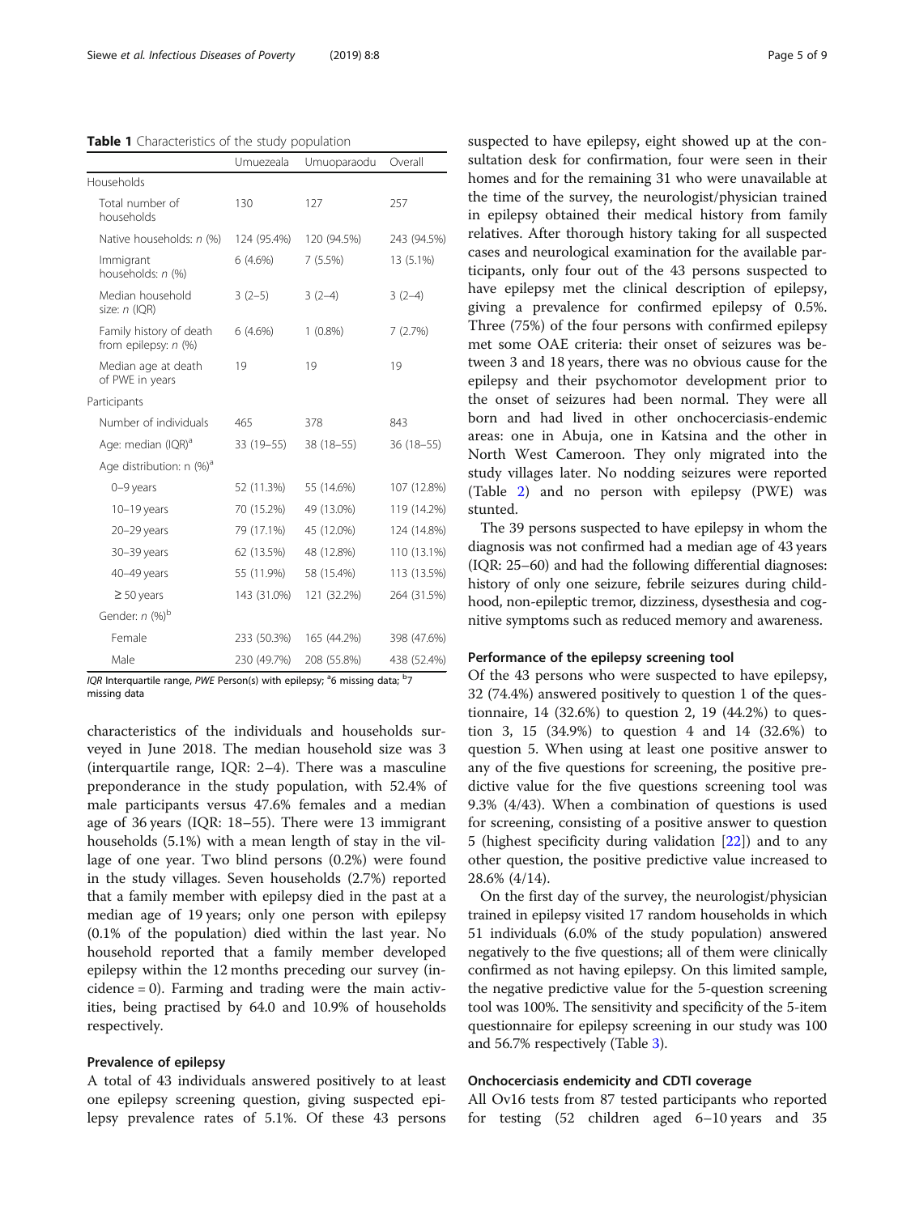**Table 1** Characteristics of the study population

| | Umuezeala | Umuoparaodu | Overall |
|---|---|---|---|
| Households | | | |
| Total number of households | 130 | 127 | 257 |
| Native households: *n* (%) | 124 (95.4%) | 120 (94.5%) | 243 (94.5%) |
| Immigrant households: *n* (%) | 6 (4.6%) | 7 (5.5%) | 13 (5.1%) |
| Median household size: *n* (IQR) | 3 (2–5) | 3 (2–4) | 3 (2–4) |
| Family history of death from epilepsy: *n* (%) | 6 (4.6%) | 1 (0.8%) | 7 (2.7%) |
| Median age at death of PWE in years | 19 | 19 | 19 |
| Participants | | | |
| Number of individuals | 465 | 378 | 843 |
| Age: median (IQR)[a] | 33 (19–55) | 38 (18–55) | 36 (18–55) |
| Age distribution: n (%)[a] | | | |
| 0–9 years | 52 (11.3%) | 55 (14.6%) | 107 (12.8%) |
| 10–19 years | 70 (15.2%) | 49 (13.0%) | 119 (14.2%) |
| 20–29 years | 79 (17.1%) | 45 (12.0%) | 124 (14.8%) |
| 30–39 years | 62 (13.5%) | 48 (12.8%) | 110 (13.1%) |
| 40–49 years | 55 (11.9%) | 58 (15.4%) | 113 (13.5%) |
| ≥ 50 years | 143 (31.0%) | 121 (32.2%) | 264 (31.5%) |
| Gender: *n* (%)[b] | | | |
| Female | 233 (50.3%) | 165 (44.2%) | 398 (47.6%) |
| Male | 230 (49.7%) | 208 (55.8%) | 438 (52.4%) |

*IQR* Interquartile range, *PWE* Person(s) with epilepsy; [a]6 missing data; [b]7 missing data

characteristics of the individuals and households surveyed in June 2018. The median household size was 3 (interquartile range, IQR: 2–4). There was a masculine preponderance in the study population, with 52.4% of male participants versus 47.6% females and a median age of 36 years (IQR: 18–55). There were 13 immigrant households (5.1%) with a mean length of stay in the village of one year. Two blind persons (0.2%) were found in the study villages. Seven households (2.7%) reported that a family member with epilepsy died in the past at a median age of 19 years; only one person with epilepsy (0.1% of the population) died within the last year. No household reported that a family member developed epilepsy within the 12 months preceding our survey (incidence = 0). Farming and trading were the main activities, being practised by 64.0 and 10.9% of households respectively.

### Prevalence of epilepsy

A total of 43 individuals answered positively to at least one epilepsy screening question, giving suspected epilepsy prevalence rates of 5.1%. Of these 43 persons suspected to have epilepsy, eight showed up at the consultation desk for confirmation, four were seen in their homes and for the remaining 31 who were unavailable at the time of the survey, the neurologist/physician trained in epilepsy obtained their medical history from family relatives. After thorough history taking for all suspected cases and neurological examination for the available participants, only four out of the 43 persons suspected to have epilepsy met the clinical description of epilepsy, giving a prevalence for confirmed epilepsy of 0.5%. Three (75%) of the four persons with confirmed epilepsy met some OAE criteria: their onset of seizures was between 3 and 18 years, there was no obvious cause for the epilepsy and their psychomotor development prior to the onset of seizures had been normal. They were all born and had lived in other onchocerciasis-endemic areas: one in Abuja, one in Katsina and the other in North West Cameroon. They only migrated into the study villages later. No nodding seizures were reported (Table 2) and no person with epilepsy (PWE) was stunted.

The 39 persons suspected to have epilepsy in whom the diagnosis was not confirmed had a median age of 43 years (IQR: 25–60) and had the following differential diagnoses: history of only one seizure, febrile seizures during childhood, non-epileptic tremor, dizziness, dysesthesia and cognitive symptoms such as reduced memory and awareness.

### Performance of the epilepsy screening tool

Of the 43 persons who were suspected to have epilepsy, 32 (74.4%) answered positively to question 1 of the questionnaire, 14 (32.6%) to question 2, 19 (44.2%) to question 3, 15 (34.9%) to question 4 and 14 (32.6%) to question 5. When using at least one positive answer to any of the five questions for screening, the positive predictive value for the five questions screening tool was 9.3% (4/43). When a combination of questions is used for screening, consisting of a positive answer to question 5 (highest specificity during validation [22]) and to any other question, the positive predictive value increased to 28.6% (4/14).

On the first day of the survey, the neurologist/physician trained in epilepsy visited 17 random households in which 51 individuals (6.0% of the study population) answered negatively to the five questions; all of them were clinically confirmed as not having epilepsy. On this limited sample, the negative predictive value for the 5-question screening tool was 100%. The sensitivity and specificity of the 5-item questionnaire for epilepsy screening in our study was 100 and 56.7% respectively (Table 3).

### Onchocerciasis endemicity and CDTI coverage

All Ov16 tests from 87 tested participants who reported for testing (52 children aged 6–10 years and 35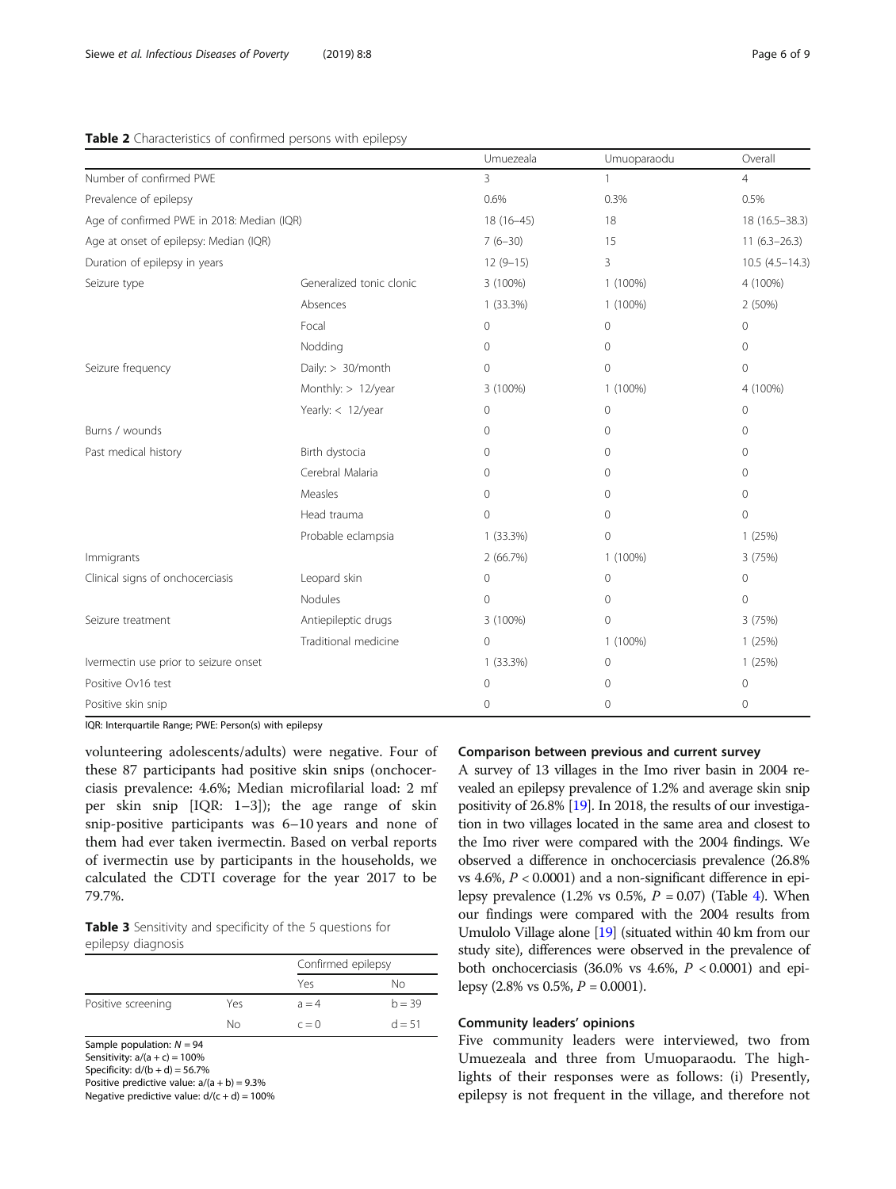**Table 2** Characteristics of confirmed persons with epilepsy

| | | Umuezeala | Umuoparaodu | Overall |
|---|---|---|---|---|
| Number of confirmed PWE | | 3 | 1 | 4 |
| Prevalence of epilepsy | | 0.6% | 0.3% | 0.5% |
| Age of confirmed PWE in 2018: Median (IQR) | | 18 (16–45) | 18 | 18 (16.5–38.3) |
| Age at onset of epilepsy: Median (IQR) | | 7 (6–30) | 15 | 11 (6.3–26.3) |
| Duration of epilepsy in years | | 12 (9–15) | 3 | 10.5 (4.5–14.3) |
| Seizure type | Generalized tonic clonic | 3 (100%) | 1 (100%) | 4 (100%) |
| | Absences | 1 (33.3%) | 1 (100%) | 2 (50%) |
| | Focal | 0 | 0 | 0 |
| | Nodding | 0 | 0 | 0 |
| Seizure frequency | Daily: > 30/month | 0 | 0 | 0 |
| | Monthly: > 12/year | 3 (100%) | 1 (100%) | 4 (100%) |
| | Yearly: < 12/year | 0 | 0 | 0 |
| Burns / wounds | | 0 | 0 | 0 |
| Past medical history | Birth dystocia | 0 | 0 | 0 |
| | Cerebral Malaria | 0 | 0 | 0 |
| | Measles | 0 | 0 | 0 |
| | Head trauma | 0 | 0 | 0 |
| | Probable eclampsia | 1 (33.3%) | 0 | 1 (25%) |
| Immigrants | | 2 (66.7%) | 1 (100%) | 3 (75%) |
| Clinical signs of onchocerciasis | Leopard skin | 0 | 0 | 0 |
| | Nodules | 0 | 0 | 0 |
| Seizure treatment | Antiepileptic drugs | 3 (100%) | 0 | 3 (75%) |
| | Traditional medicine | 0 | 1 (100%) | 1 (25%) |
| Ivermectin use prior to seizure onset | | 1 (33.3%) | 0 | 1 (25%) |
| Positive Ov16 test | | 0 | 0 | 0 |
| Positive skin snip | | 0 | 0 | 0 |

IQR: Interquartile Range; PWE: Person(s) with epilepsy

volunteering adolescents/adults) were negative. Four of these 87 participants had positive skin snips (onchocerciasis prevalence: 4.6%; Median microfilarial load: 2 mf per skin snip [IQR: 1–3]); the age range of skin snip-positive participants was 6–10 years and none of them had ever taken ivermectin. Based on verbal reports of ivermectin use by participants in the households, we calculated the CDTI coverage for the year 2017 to be 79.7%.

**Table 3** Sensitivity and specificity of the 5 questions for epilepsy diagnosis

| | | Confirmed epilepsy | |
|---|---|---|---|
| | | Yes | No |
| Positive screening | Yes | a = 4 | b = 39 |
| | No | c = 0 | d = 51 |

Sample population: $N = 94$
Sensitivity: $a/(a + c) = 100\%$
Specificity: $d/(b + d) = 56.7\%$
Positive predictive value: $a/(a + b) = 9.3\%$
Negative predictive value: $d/(c + d) = 100\%$

### Comparison between previous and current survey

A survey of 13 villages in the Imo river basin in 2004 revealed an epilepsy prevalence of 1.2% and average skin snip positivity of 26.8% [19]. In 2018, the results of our investigation in two villages located in the same area and closest to the Imo river were compared with the 2004 findings. We observed a difference in onchocerciasis prevalence (26.8% vs 4.6%, $P < 0.0001$) and a non-significant difference in epilepsy prevalence (1.2% vs 0.5%, $P = 0.07$) (Table 4). When our findings were compared with the 2004 results from Umulolo Village alone [19] (situated within 40 km from our study site), differences were observed in the prevalence of both onchocerciasis (36.0% vs 4.6%, $P < 0.0001$) and epilepsy (2.8% vs 0.5%, $P = 0.0001$).

### Community leaders' opinions

Five community leaders were interviewed, two from Umuezeala and three from Umuoparaodu. The highlights of their responses were as follows: (i) Presently, epilepsy is not frequent in the village, and therefore not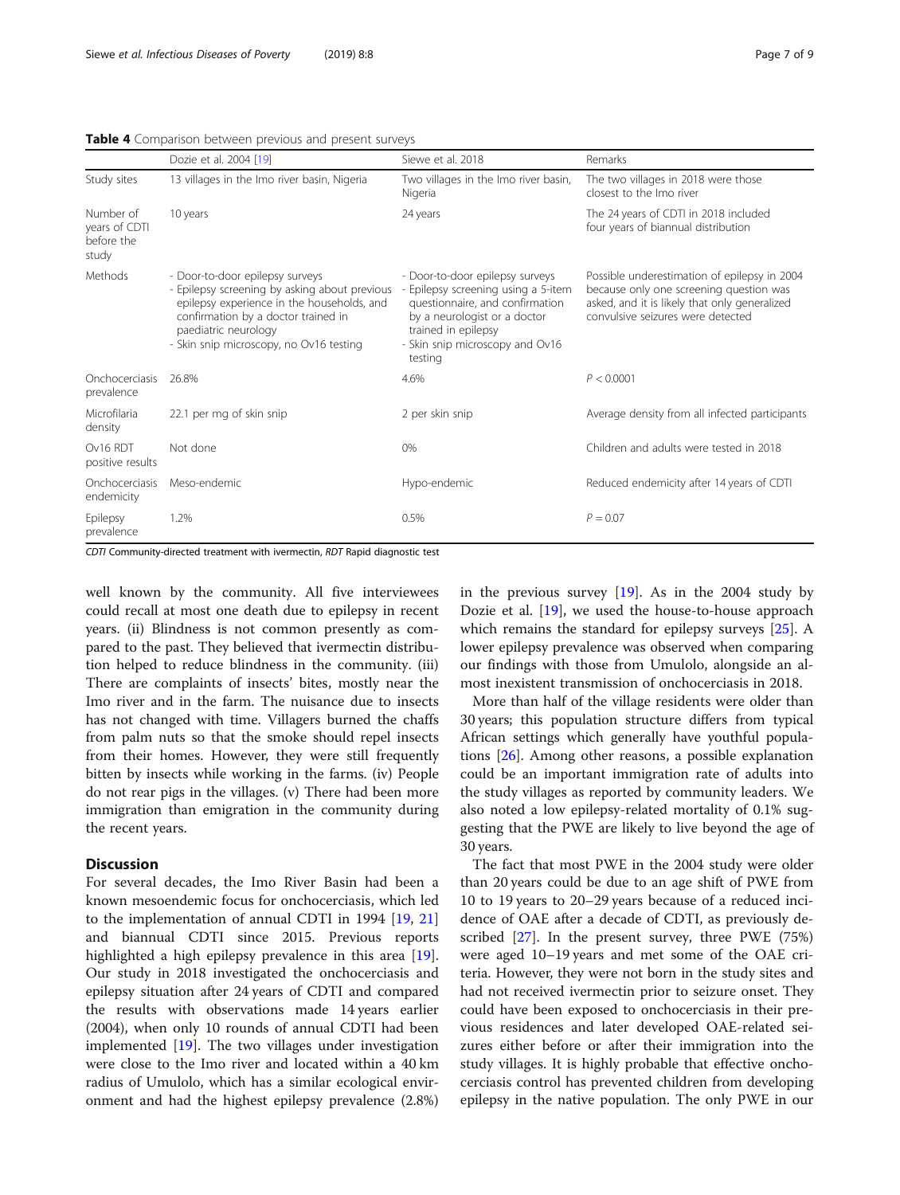**Table 4** Comparison between previous and present surveys

| | Dozie et al. 2004 [19] | Siewe et al. 2018 | Remarks |
|---|---|---|---|
| Study sites | 13 villages in the Imo river basin, Nigeria | Two villages in the Imo river basin, Nigeria | The two villages in 2018 were those closest to the Imo river |
| Number of years of CDTI before the study | 10 years | 24 years | The 24 years of CDTI in 2018 included four years of biannual distribution |
| Methods | - Door-to-door epilepsy surveys<br>- Epilepsy screening by asking about previous epilepsy experience in the households, and confirmation by a doctor trained in paediatric neurology<br>- Skin snip microscopy, no Ov16 testing | - Door-to-door epilepsy surveys<br>- Epilepsy screening using a 5-item questionnaire, and confirmation by a neurologist or a doctor trained in epilepsy<br>- Skin snip microscopy and Ov16 testing | Possible underestimation of epilepsy in 2004 because only one screening question was asked, and it is likely that only generalized convulsive seizures were detected |
| Onchocerciasis prevalence | 26.8% | 4.6% | $P < 0.0001$ |
| Microfilaria density | 22.1 per mg of skin snip | 2 per skin snip | Average density from all infected participants |
| Ov16 RDT positive results | Not done | 0% | Children and adults were tested in 2018 |
| Onchocerciasis endemicity | Meso-endemic | Hypo-endemic | Reduced endemicity after 14 years of CDTI |
| Epilepsy prevalence | 1.2% | 0.5% | $P = 0.07$ |

*CDTI* Community-directed treatment with ivermectin, *RDT* Rapid diagnostic test

well known by the community. All five interviewees could recall at most one death due to epilepsy in recent years. (ii) Blindness is not common presently as compared to the past. They believed that ivermectin distribution helped to reduce blindness in the community. (iii) There are complaints of insects' bites, mostly near the Imo river and in the farm. The nuisance due to insects has not changed with time. Villagers burned the chaffs from palm nuts so that the smoke should repel insects from their homes. However, they were still frequently bitten by insects while working in the farms. (iv) People do not rear pigs in the villages. (v) There had been more immigration than emigration in the community during the recent years.

## Discussion

For several decades, the Imo River Basin had been a known mesoendemic focus for onchocerciasis, which led to the implementation of annual CDTI in 1994 [19, 21] and biannual CDTI since 2015. Previous reports highlighted a high epilepsy prevalence in this area [19]. Our study in 2018 investigated the onchocerciasis and epilepsy situation after 24 years of CDTI and compared the results with observations made 14 years earlier (2004), when only 10 rounds of annual CDTI had been implemented [19]. The two villages under investigation were close to the Imo river and located within a 40 km radius of Umulolo, which has a similar ecological environment and had the highest epilepsy prevalence (2.8%) in the previous survey [19]. As in the 2004 study by Dozie et al. [19], we used the house-to-house approach which remains the standard for epilepsy surveys [25]. A lower epilepsy prevalence was observed when comparing our findings with those from Umulolo, alongside an almost inexistent transmission of onchocerciasis in 2018.

More than half of the village residents were older than 30 years; this population structure differs from typical African settings which generally have youthful populations [26]. Among other reasons, a possible explanation could be an important immigration rate of adults into the study villages as reported by community leaders. We also noted a low epilepsy-related mortality of 0.1% suggesting that the PWE are likely to live beyond the age of 30 years.

The fact that most PWE in the 2004 study were older than 20 years could be due to an age shift of PWE from 10 to 19 years to 20–29 years because of a reduced incidence of OAE after a decade of CDTI, as previously described [27]. In the present survey, three PWE (75%) were aged 10–19 years and met some of the OAE criteria. However, they were not born in the study sites and had not received ivermectin prior to seizure onset. They could have been exposed to onchocerciasis in their previous residences and later developed OAE-related seizures either before or after their immigration into the study villages. It is highly probable that effective onchocerciasis control has prevented children from developing epilepsy in the native population. The only PWE in our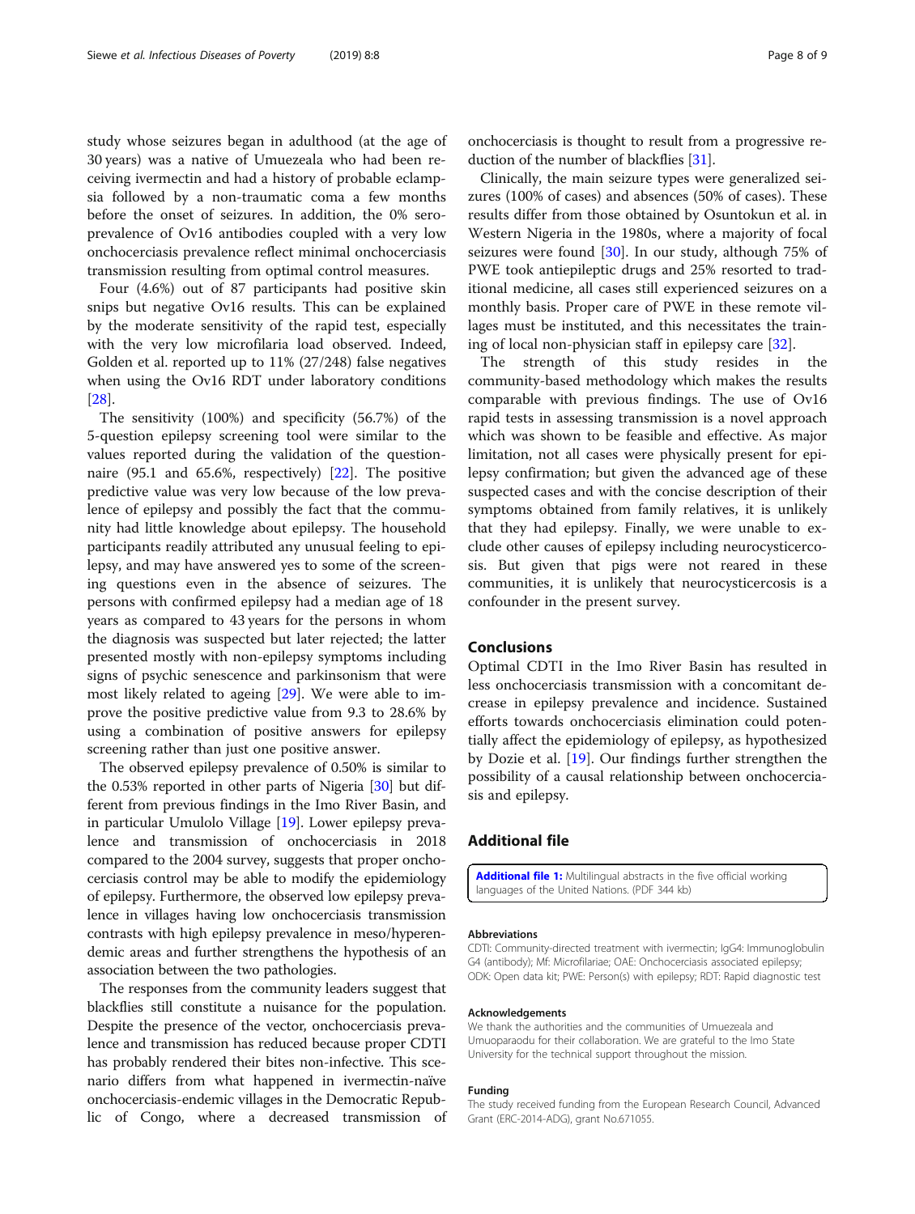study whose seizures began in adulthood (at the age of 30 years) was a native of Umuezeala who had been receiving ivermectin and had a history of probable eclampsia followed by a non-traumatic coma a few months before the onset of seizures. In addition, the 0% seroprevalence of Ov16 antibodies coupled with a very low onchocerciasis prevalence reflect minimal onchocerciasis transmission resulting from optimal control measures.

Four (4.6%) out of 87 participants had positive skin snips but negative Ov16 results. This can be explained by the moderate sensitivity of the rapid test, especially with the very low microfilaria load observed. Indeed, Golden et al. reported up to 11% (27/248) false negatives when using the Ov16 RDT under laboratory conditions [28].

The sensitivity (100%) and specificity (56.7%) of the 5-question epilepsy screening tool were similar to the values reported during the validation of the questionnaire (95.1 and 65.6%, respectively) [22]. The positive predictive value was very low because of the low prevalence of epilepsy and possibly the fact that the community had little knowledge about epilepsy. The household participants readily attributed any unusual feeling to epilepsy, and may have answered yes to some of the screening questions even in the absence of seizures. The persons with confirmed epilepsy had a median age of 18 years as compared to 43 years for the persons in whom the diagnosis was suspected but later rejected; the latter presented mostly with non-epilepsy symptoms including signs of psychic senescence and parkinsonism that were most likely related to ageing [29]. We were able to improve the positive predictive value from 9.3 to 28.6% by using a combination of positive answers for epilepsy screening rather than just one positive answer.

The observed epilepsy prevalence of 0.50% is similar to the 0.53% reported in other parts of Nigeria [30] but different from previous findings in the Imo River Basin, and in particular Umulolo Village [19]. Lower epilepsy prevalence and transmission of onchocerciasis in 2018 compared to the 2004 survey, suggests that proper onchocerciasis control may be able to modify the epidemiology of epilepsy. Furthermore, the observed low epilepsy prevalence in villages having low onchocerciasis transmission contrasts with high epilepsy prevalence in meso/hyperendemic areas and further strengthens the hypothesis of an association between the two pathologies.

The responses from the community leaders suggest that blackflies still constitute a nuisance for the population. Despite the presence of the vector, onchocerciasis prevalence and transmission has reduced because proper CDTI has probably rendered their bites non-infective. This scenario differs from what happened in ivermectin-naïve onchocerciasis-endemic villages in the Democratic Republic of Congo, where a decreased transmission of onchocerciasis is thought to result from a progressive reduction of the number of blackflies [31].

Clinically, the main seizure types were generalized seizures (100% of cases) and absences (50% of cases). These results differ from those obtained by Osuntokun et al. in Western Nigeria in the 1980s, where a majority of focal seizures were found [30]. In our study, although 75% of PWE took antiepileptic drugs and 25% resorted to traditional medicine, all cases still experienced seizures on a monthly basis. Proper care of PWE in these remote villages must be instituted, and this necessitates the training of local non-physician staff in epilepsy care [32].

The strength of this study resides in the community-based methodology which makes the results comparable with previous findings. The use of Ov16 rapid tests in assessing transmission is a novel approach which was shown to be feasible and effective. As major limitation, not all cases were physically present for epilepsy confirmation; but given the advanced age of these suspected cases and with the concise description of their symptoms obtained from family relatives, it is unlikely that they had epilepsy. Finally, we were unable to exclude other causes of epilepsy including neurocysticercosis. But given that pigs were not reared in these communities, it is unlikely that neurocysticercosis is a confounder in the present survey.

## Conclusions

Optimal CDTI in the Imo River Basin has resulted in less onchocerciasis transmission with a concomitant decrease in epilepsy prevalence and incidence. Sustained efforts towards onchocerciasis elimination could potentially affect the epidemiology of epilepsy, as hypothesized by Dozie et al. [19]. Our findings further strengthen the possibility of a causal relationship between onchocerciasis and epilepsy.

## Additional file

**Additional file 1:** Multilingual abstracts in the five official working languages of the United Nations. (PDF 344 kb)

#### Abbreviations

CDTI: Community-directed treatment with ivermectin; IgG4: Immunoglobulin G4 (antibody); Mf: Microfilariae; OAE: Onchocerciasis associated epilepsy; ODK: Open data kit; PWE: Person(s) with epilepsy; RDT: Rapid diagnostic test

#### Acknowledgements

We thank the authorities and the communities of Umuezeala and Umuoparaodu for their collaboration. We are grateful to the Imo State University for the technical support throughout the mission.

#### Funding

The study received funding from the European Research Council, Advanced Grant (ERC-2014-ADG), grant No.671055.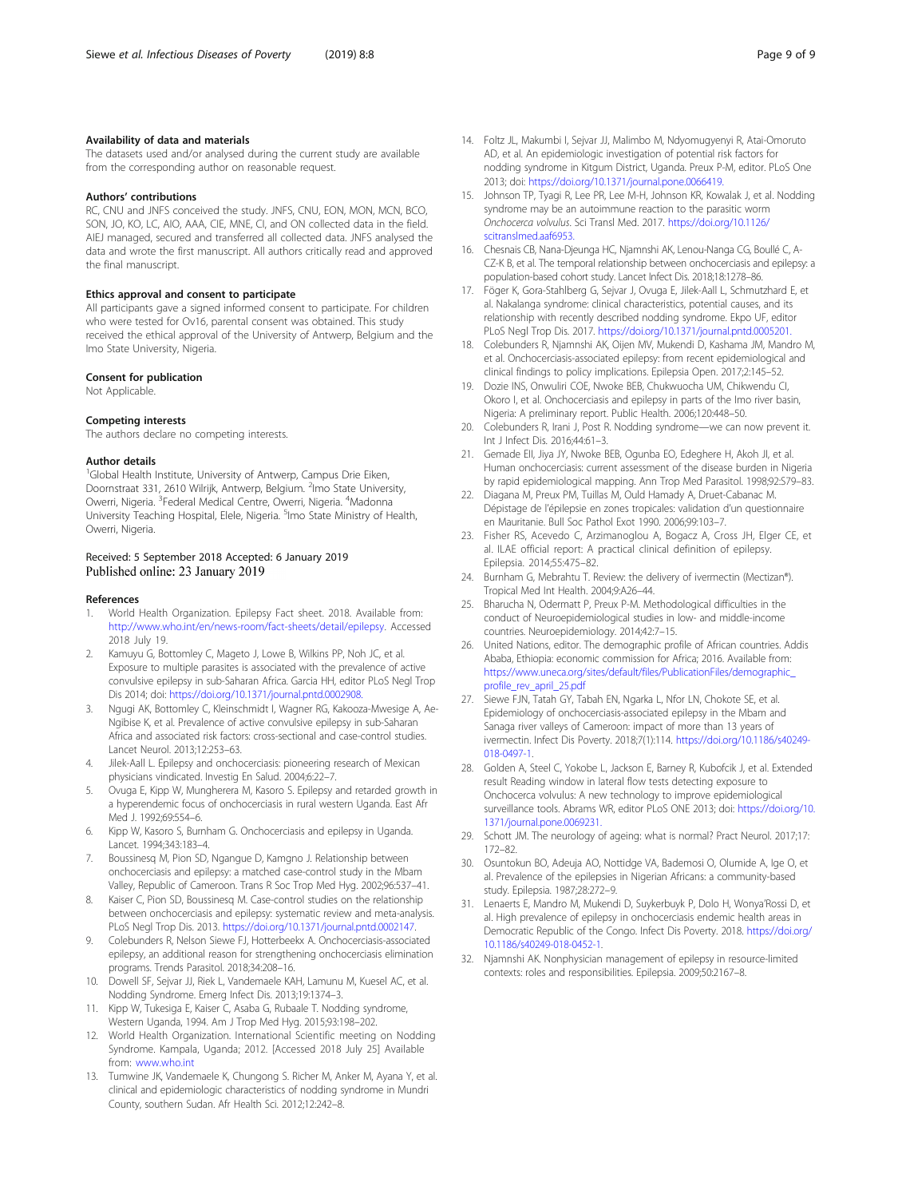### Availability of data and materials

The datasets used and/or analysed during the current study are available from the corresponding author on reasonable request.

### Authors' contributions

RC, CNU and JNFS conceived the study. JNFS, CNU, EON, MON, MCN, BCO, SON, JO, KO, LC, AIO, AAA, CIE, MNE, CI, and ON collected data in the field. AIEJ managed, secured and transferred all collected data. JNFS analysed the data and wrote the first manuscript. All authors critically read and approved the final manuscript.

### Ethics approval and consent to participate

All participants gave a signed informed consent to participate. For children who were tested for Ov16, parental consent was obtained. This study received the ethical approval of the University of Antwerp, Belgium and the Imo State University, Nigeria.

### Consent for publication

Not Applicable.

### Competing interests

The authors declare no competing interests.

### Author details

[1]Global Health Institute, University of Antwerp, Campus Drie Eiken, Doornstraat 331, 2610 Wilrijk, Antwerp, Belgium. [2]Imo State University, Owerri, Nigeria. [3]Federal Medical Centre, Owerri, Nigeria. [4]Madonna University Teaching Hospital, Elele, Nigeria. [5]Imo State Ministry of Health, Owerri, Nigeria.

Received: 5 September 2018 Accepted: 6 January 2019
Published online: 23 January 2019

### References

1. World Health Organization. Epilepsy Fact sheet. 2018. Available from: http://www.who.int/en/news-room/fact-sheets/detail/epilepsy. Accessed 2018 July 19.
2. Kamuyu G, Bottomley C, Mageto J, Lowe B, Wilkins PP, Noh JC, et al. Exposure to multiple parasites is associated with the prevalence of active convulsive epilepsy in sub-Saharan Africa. Garcia HH, editor PLoS Negl Trop Dis 2014; doi: https://doi.org/10.1371/journal.pntd.0002908.
3. Ngugi AK, Bottomley C, Kleinschmidt I, Wagner RG, Kakooza-Mwesige A, Ae-Ngibise K, et al. Prevalence of active convulsive epilepsy in sub-Saharan Africa and associated risk factors: cross-sectional and case-control studies. Lancet Neurol. 2013;12:253–63.
4. Jilek-Aall L. Epilepsy and onchocerciasis: pioneering research of Mexican physicians vindicated. Investig En Salud. 2004;6:22–7.
5. Ovuga E, Kipp W, Mungherera M, Kasoro S. Epilepsy and retarded growth in a hyperendemic focus of onchocerciasis in rural western Uganda. East Afr Med J. 1992;69:554–6.
6. Kipp W, Kasoro S, Burnham G. Onchocerciasis and epilepsy in Uganda. Lancet. 1994;343:183–4.
7. Boussinesq M, Pion SD, Ngangue D, Kamgno J. Relationship between onchocerciasis and epilepsy: a matched case-control study in the Mbam Valley, Republic of Cameroon. Trans R Soc Trop Med Hyg. 2002;96:537–41.
8. Kaiser C, Pion SD, Boussinesq M. Case-control studies on the relationship between onchocerciasis and epilepsy: systematic review and meta-analysis. PLoS Negl Trop Dis. 2013. https://doi.org/10.1371/journal.pntd.0002147.
9. Colebunders R, Nelson Siewe FJ, Hotterbeekx A. Onchocerciasis-associated epilepsy, an additional reason for strengthening onchocerciasis elimination programs. Trends Parasitol. 2018;34:208–16.
10. Dowell SF, Sejvar JJ, Riek L, Vandemaele KAH, Lamunu M, Kuesel AC, et al. Nodding Syndrome. Emerg Infect Dis. 2013;19:1374–3.
11. Kipp W, Tukesiga E, Kaiser C, Asaba G, Rubaale T. Nodding syndrome, Western Uganda, 1994. Am J Trop Med Hyg. 2015;93:198–202.
12. World Health Organization. International Scientific meeting on Nodding Syndrome. Kampala, Uganda; 2012. [Accessed 2018 July 25] Available from: www.who.int
13. Tumwine JK, Vandemaele K, Chungong S. Richer M, Anker M, Ayana Y, et al. clinical and epidemiologic characteristics of nodding syndrome in Mundri County, southern Sudan. Afr Health Sci. 2012;12:242–8.
14. Foltz JL, Makumbi I, Sejvar JJ, Malimbo M, Ndyomugyenyi R, Atai-Omoruto AD, et al. An epidemiologic investigation of potential risk factors for nodding syndrome in Kitgum District, Uganda. Preux P-M, editor. PLoS One 2013; doi: https://doi.org/10.1371/journal.pone.0066419.
15. Johnson TP, Tyagi R, Lee PR, Lee M-H, Johnson KR, Kowalak J, et al. Nodding syndrome may be an autoimmune reaction to the parasitic worm *Onchocerca volvulus*. Sci Transl Med. 2017. https://doi.org/10.1126/scitranslmed.aaf6953.
16. Chesnais CB, Nana-Djeunga HC, Njamnshi AK, Lenou-Nanga CG, Boullé C, A-CZ-K B, et al. The temporal relationship between onchocerciasis and epilepsy: a population-based cohort study. Lancet Infect Dis. 2018;18:1278–86.
17. Föger K, Gora-Stahlberg G, Sejvar J, Ovuga E, Jilek-Aall L, Schmutzhard E, et al. Nakalanga syndrome: clinical characteristics, potential causes, and its relationship with recently described nodding syndrome. Ekpo UF, editor PLoS Negl Trop Dis. 2017. https://doi.org/10.1371/journal.pntd.0005201.
18. Colebunders R, Njamnshi AK, Oijen MV, Mukendi D, Kashama JM, Mandro M, et al. Onchocerciasis-associated epilepsy: from recent epidemiological and clinical findings to policy implications. Epilepsia Open. 2017;2:145–52.
19. Dozie INS, Onwuliri COE, Nwoke BEB, Chukwuocha UM, Chikwendu CI, Okoro I, et al. Onchocerciasis and epilepsy in parts of the Imo river basin, Nigeria: A preliminary report. Public Health. 2006;120:448–50.
20. Colebunders R, Irani J, Post R. Nodding syndrome—we can now prevent it. Int J Infect Dis. 2016;44:61–3.
21. Gemade EII, Jiya JY, Nwoke BEB, Ogunba EO, Edeghere H, Akoh JI, et al. Human onchocerciasis: current assessment of the disease burden in Nigeria by rapid epidemiological mapping. Ann Trop Med Parasitol. 1998;92:S79–83.
22. Diagana M, Preux PM, Tuillas M, Ould Hamady A, Druet-Cabanac M. Dépistage de l'épilepsie en zones tropicales: validation d'un questionnaire en Mauritanie. Bull Soc Pathol Exot 1990. 2006;99:103–7.
23. Fisher RS, Acevedo C, Arzimanoglou A, Bogacz A, Cross JH, Elger CE, et al. ILAE official report: A practical clinical definition of epilepsy. Epilepsia. 2014;55:475–82.
24. Burnham G, Mebrahtu T. Review: the delivery of ivermectin (Mectizan®). Tropical Med Int Health. 2004;9:A26–44.
25. Bharucha N, Odermatt P, Preux P-M. Methodological difficulties in the conduct of Neuroepidemiological studies in low- and middle-income countries. Neuroepidemiology. 2014;42:7–15.
26. United Nations, editor. The demographic profile of African countries. Addis Ababa, Ethiopia: economic commission for Africa; 2016. Available from: https://www.uneca.org/sites/default/files/PublicationFiles/demographic_profile_rev_april_25.pdf
27. Siewe FJN, Tatah GY, Tabah EN, Ngarka L, Nfor LN, Chokote SE, et al. Epidemiology of onchocerciasis-associated epilepsy in the Mbam and Sanaga river valleys of Cameroon: impact of more than 13 years of ivermectin. Infect Dis Poverty. 2018;7(1):114. https://doi.org/10.1186/s40249-018-0497-1.
28. Golden A, Steel C, Yokobe L, Jackson E, Barney R, Kubofcik J, et al. Extended result Reading window in lateral flow tests detecting exposure to Onchocerca volvulus: A new technology to improve epidemiological surveillance tools. Abrams WR, editor PLoS ONE 2013; doi: https://doi.org/10.1371/journal.pone.0069231.
29. Schott JM. The neurology of ageing: what is normal? Pract Neurol. 2017;17:172–82.
30. Osuntokun BO, Adeuja AO, Nottidge VA, Bademosi O, Olumide A, Ige O, et al. Prevalence of the epilepsies in Nigerian Africans: a community-based study. Epilepsia. 1987;28:272–9.
31. Lenaerts E, Mandro M, Mukendi D, Suykerbuyk P, Dolo H, Wonya'Rossi D, et al. High prevalence of epilepsy in onchocerciasis endemic health areas in Democratic Republic of the Congo. Infect Dis Poverty. 2018. https://doi.org/10.1186/s40249-018-0452-1.
32. Njamnshi AK. Nonphysician management of epilepsy in resource-limited contexts: roles and responsibilities. Epilepsia. 2009;50:2167–8.